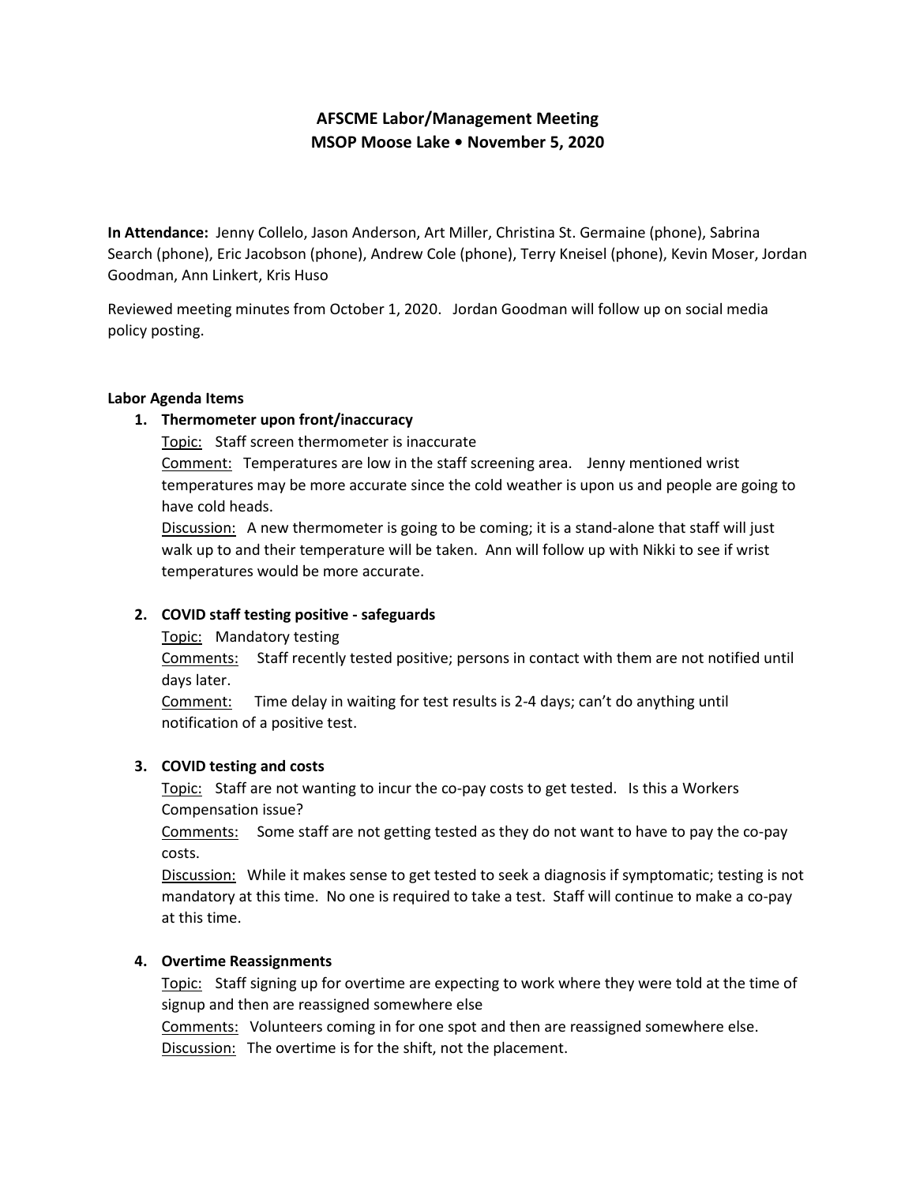# AFSCME Labor/Management Meeting
## MSOP Moose Lake • November 5, 2020

**In Attendance:** Jenny Collelo, Jason Anderson, Art Miller, Christina St. Germaine (phone), Sabrina Search (phone), Eric Jacobson (phone), Andrew Cole (phone), Terry Kneisel (phone), Kevin Moser, Jordan Goodman, Ann Linkert, Kris Huso

Reviewed meeting minutes from October 1, 2020. Jordan Goodman will follow up on social media policy posting.

**Labor Agenda Items**

1. **Thermometer upon front/inaccuracy**

   Topic: Staff screen thermometer is inaccurate

   Comment: Temperatures are low in the staff screening area. Jenny mentioned wrist temperatures may be more accurate since the cold weather is upon us and people are going to have cold heads.

   Discussion: A new thermometer is going to be coming; it is a stand-alone that staff will just walk up to and their temperature will be taken. Ann will follow up with Nikki to see if wrist temperatures would be more accurate.

2. **COVID staff testing positive - safeguards**

   Topic: Mandatory testing

   Comments: Staff recently tested positive; persons in contact with them are not notified until days later.

   Comment: Time delay in waiting for test results is 2-4 days; can't do anything until notification of a positive test.

3. **COVID testing and costs**

   Topic: Staff are not wanting to incur the co-pay costs to get tested. Is this a Workers Compensation issue?

   Comments: Some staff are not getting tested as they do not want to have to pay the co-pay costs.

   Discussion: While it makes sense to get tested to seek a diagnosis if symptomatic; testing is not mandatory at this time. No one is required to take a test. Staff will continue to make a co-pay at this time.

4. **Overtime Reassignments**

   Topic: Staff signing up for overtime are expecting to work where they were told at the time of signup and then are reassigned somewhere else

   Comments: Volunteers coming in for one spot and then are reassigned somewhere else.

   Discussion: The overtime is for the shift, not the placement.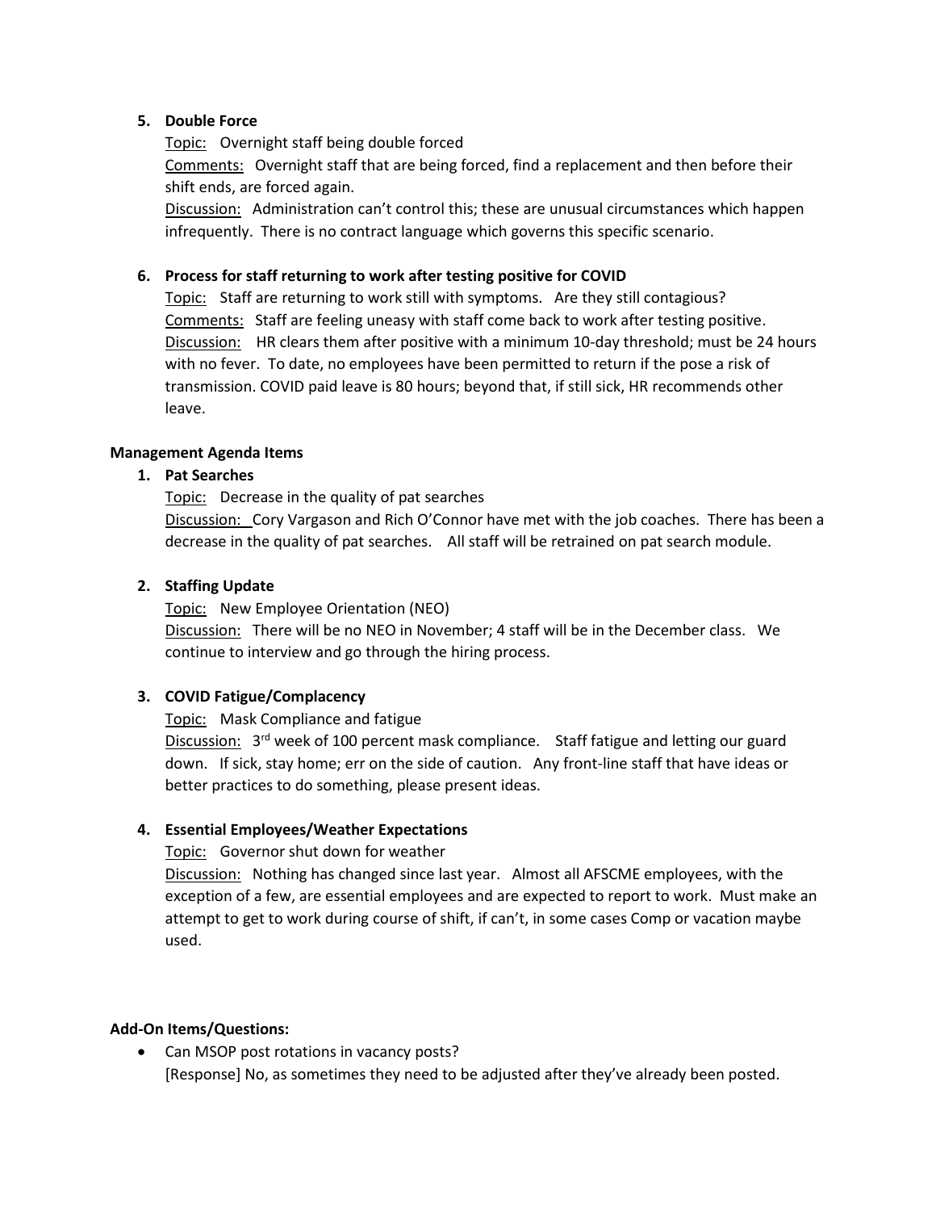5. **Double Force**

   Topic: Overnight staff being double forced

   Comments: Overnight staff that are being forced, find a replacement and then before their shift ends, are forced again.

   Discussion: Administration can't control this; these are unusual circumstances which happen infrequently. There is no contract language which governs this specific scenario.

6. **Process for staff returning to work after testing positive for COVID**

   Topic: Staff are returning to work still with symptoms. Are they still contagious?

   Comments: Staff are feeling uneasy with staff come back to work after testing positive.

   Discussion: HR clears them after positive with a minimum 10-day threshold; must be 24 hours with no fever. To date, no employees have been permitted to return if the pose a risk of transmission. COVID paid leave is 80 hours; beyond that, if still sick, HR recommends other leave.

**Management Agenda Items**

1. **Pat Searches**

   Topic: Decrease in the quality of pat searches

   Discussion: Cory Vargason and Rich O'Connor have met with the job coaches. There has been a decrease in the quality of pat searches. All staff will be retrained on pat search module.

2. **Staffing Update**

   Topic: New Employee Orientation (NEO)

   Discussion: There will be no NEO in November; 4 staff will be in the December class. We continue to interview and go through the hiring process.

3. **COVID Fatigue/Complacency**

   Topic: Mask Compliance and fatigue

   Discussion: 3rd week of 100 percent mask compliance. Staff fatigue and letting our guard down. If sick, stay home; err on the side of caution. Any front-line staff that have ideas or better practices to do something, please present ideas.

4. **Essential Employees/Weather Expectations**

   Topic: Governor shut down for weather

   Discussion: Nothing has changed since last year. Almost all AFSCME employees, with the exception of a few, are essential employees and are expected to report to work. Must make an attempt to get to work during course of shift, if can't, in some cases Comp or vacation maybe used.

**Add-On Items/Questions:**

- Can MSOP post rotations in vacancy posts?

  [Response] No, as sometimes they need to be adjusted after they've already been posted.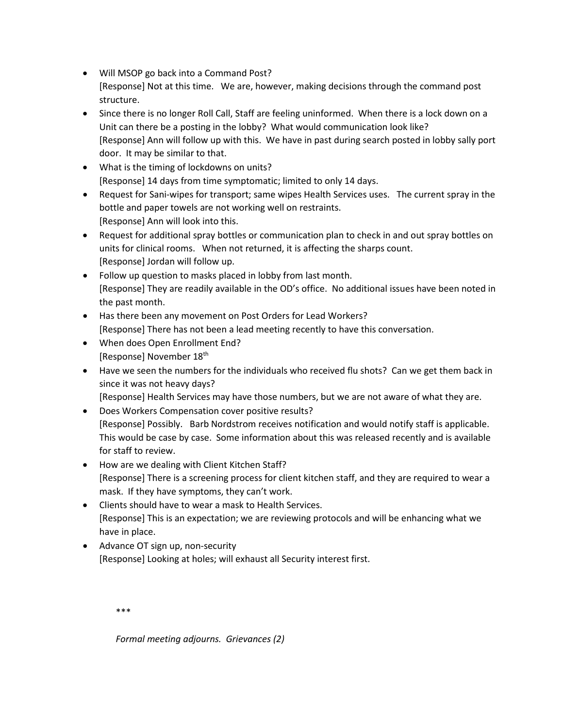- Will MSOP go back into a Command Post?
  [Response] Not at this time. We are, however, making decisions through the command post structure.
- Since there is no longer Roll Call, Staff are feeling uninformed. When there is a lock down on a Unit can there be a posting in the lobby? What would communication look like?
  [Response] Ann will follow up with this. We have in past during search posted in lobby sally port door. It may be similar to that.
- What is the timing of lockdowns on units?
  [Response] 14 days from time symptomatic; limited to only 14 days.
- Request for Sani-wipes for transport; same wipes Health Services uses. The current spray in the bottle and paper towels are not working well on restraints.
  [Response] Ann will look into this.
- Request for additional spray bottles or communication plan to check in and out spray bottles on units for clinical rooms. When not returned, it is affecting the sharps count.
  [Response] Jordan will follow up.
- Follow up question to masks placed in lobby from last month.
  [Response] They are readily available in the OD's office. No additional issues have been noted in the past month.
- Has there been any movement on Post Orders for Lead Workers?
  [Response] There has not been a lead meeting recently to have this conversation.
- When does Open Enrollment End?
  [Response] November 18th
- Have we seen the numbers for the individuals who received flu shots? Can we get them back in since it was not heavy days?
  [Response] Health Services may have those numbers, but we are not aware of what they are.
- Does Workers Compensation cover positive results?
  [Response] Possibly. Barb Nordstrom receives notification and would notify staff is applicable. This would be case by case. Some information about this was released recently and is available for staff to review.
- How are we dealing with Client Kitchen Staff?
  [Response] There is a screening process for client kitchen staff, and they are required to wear a mask. If they have symptoms, they can't work.
- Clients should have to wear a mask to Health Services.
  [Response] This is an expectation; we are reviewing protocols and will be enhancing what we have in place.
- Advance OT sign up, non-security
  [Response] Looking at holes; will exhaust all Security interest first.

***

*Formal meeting adjourns. Grievances (2)*